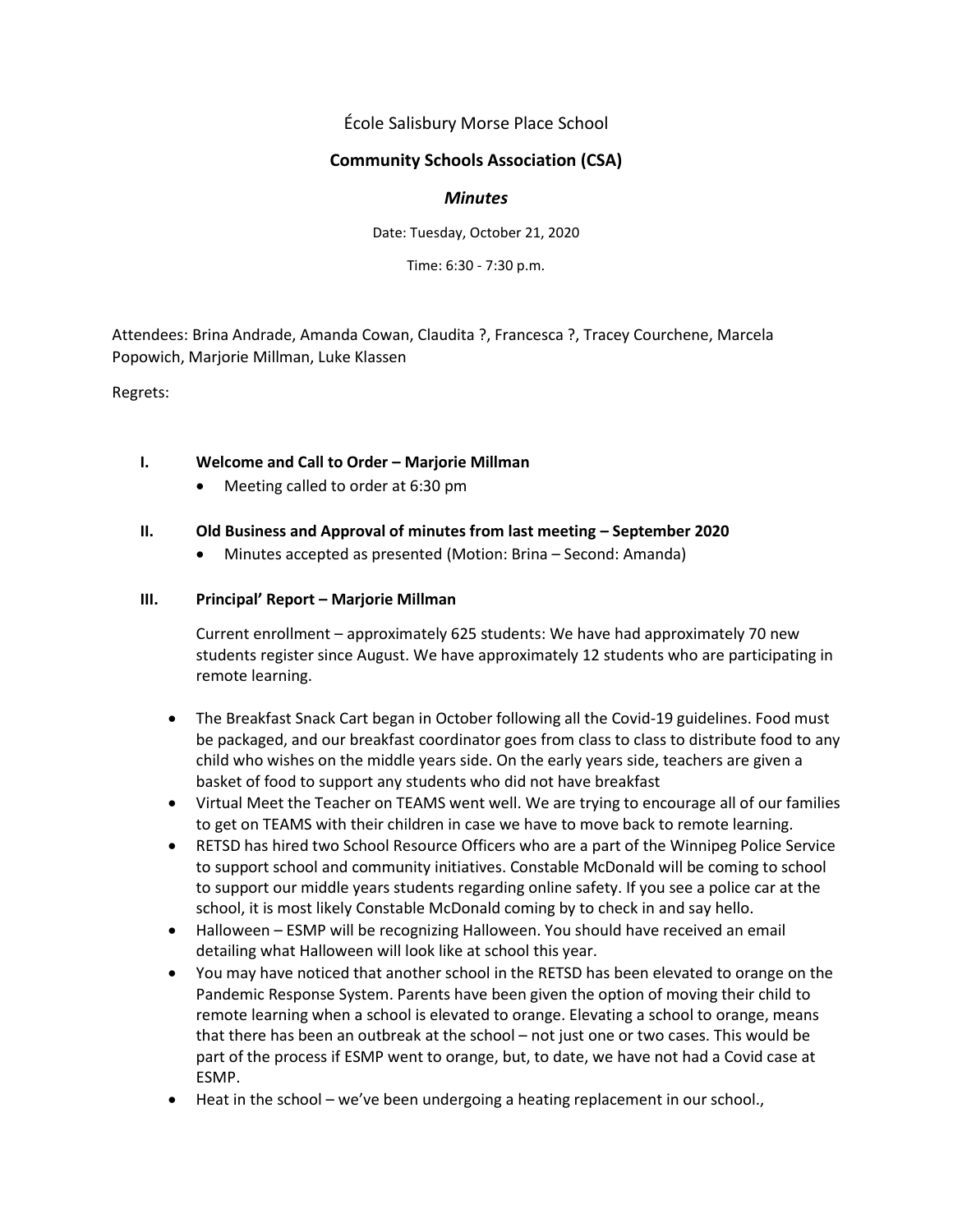École Salisbury Morse Place School

**Community Schools Association (CSA)**

***Minutes***

Date: Tuesday, October 21, 2020

Time: 6:30 - 7:30 p.m.

Attendees: Brina Andrade, Amanda Cowan, Claudita ?, Francesca ?, Tracey Courchene, Marcela Popowich, Marjorie Millman, Luke Klassen

Regrets:

## I. Welcome and Call to Order – Marjorie Millman

- Meeting called to order at 6:30 pm

## II. Old Business and Approval of minutes from last meeting – September 2020

- Minutes accepted as presented (Motion: Brina – Second: Amanda)

## III. Principal' Report – Marjorie Millman

Current enrollment – approximately 625 students: We have had approximately 70 new students register since August. We have approximately 12 students who are participating in remote learning.

- The Breakfast Snack Cart began in October following all the Covid-19 guidelines. Food must be packaged, and our breakfast coordinator goes from class to class to distribute food to any child who wishes on the middle years side. On the early years side, teachers are given a basket of food to support any students who did not have breakfast
- Virtual Meet the Teacher on TEAMS went well. We are trying to encourage all of our families to get on TEAMS with their children in case we have to move back to remote learning.
- RETSD has hired two School Resource Officers who are a part of the Winnipeg Police Service to support school and community initiatives. Constable McDonald will be coming to school to support our middle years students regarding online safety. If you see a police car at the school, it is most likely Constable McDonald coming by to check in and say hello.
- Halloween – ESMP will be recognizing Halloween. You should have received an email detailing what Halloween will look like at school this year.
- You may have noticed that another school in the RETSD has been elevated to orange on the Pandemic Response System. Parents have been given the option of moving their child to remote learning when a school is elevated to orange. Elevating a school to orange, means that there has been an outbreak at the school – not just one or two cases. This would be part of the process if ESMP went to orange, but, to date, we have not had a Covid case at ESMP.
- Heat in the school – we've been undergoing a heating replacement in our school.,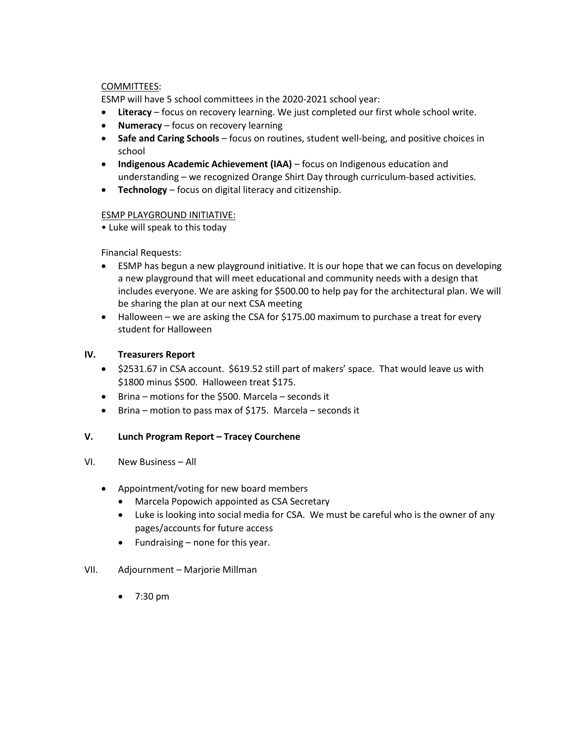COMMITTEES:

ESMP will have 5 school committees in the 2020-2021 school year:

- **Literacy** – focus on recovery learning. We just completed our first whole school write.
- **Numeracy** – focus on recovery learning
- **Safe and Caring Schools** – focus on routines, student well-being, and positive choices in school
- **Indigenous Academic Achievement (IAA)** – focus on Indigenous education and understanding – we recognized Orange Shirt Day through curriculum-based activities.
- **Technology** – focus on digital literacy and citizenship.

ESMP PLAYGROUND INITIATIVE:

• Luke will speak to this today

Financial Requests:

- ESMP has begun a new playground initiative. It is our hope that we can focus on developing a new playground that will meet educational and community needs with a design that includes everyone. We are asking for $500.00 to help pay for the architectural plan. We will be sharing the plan at our next CSA meeting
- Halloween – we are asking the CSA for $175.00 maximum to purchase a treat for every student for Halloween

## IV. Treasurers Report

- $2531.67 in CSA account. $619.52 still part of makers' space. That would leave us with $1800 minus $500. Halloween treat $175.
- Brina – motions for the $500. Marcela – seconds it
- Brina – motion to pass max of $175. Marcela – seconds it

## V. Lunch Program Report – Tracey Courchene

VI. New Business – All

- Appointment/voting for new board members
  - Marcela Popowich appointed as CSA Secretary
  - Luke is looking into social media for CSA. We must be careful who is the owner of any pages/accounts for future access
  - Fundraising – none for this year.

VII. Adjournment – Marjorie Millman

- 7:30 pm